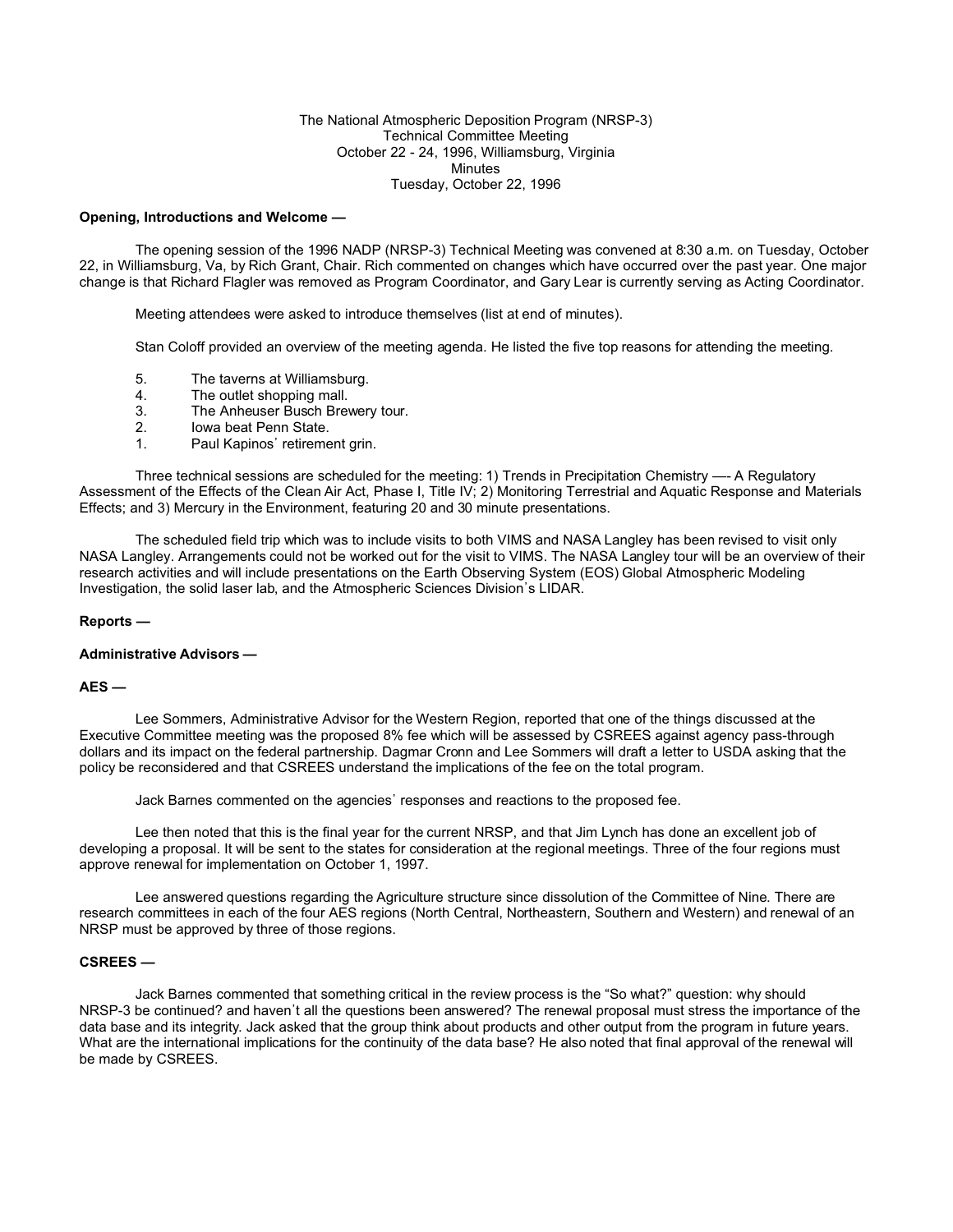The National Atmospheric Deposition Program (NRSP-3)
Technical Committee Meeting
October 22 - 24, 1996, Williamsburg, Virginia
Minutes
Tuesday, October 22, 1996

**Opening, Introductions and Welcome —**

The opening session of the 1996 NADP (NRSP-3) Technical Meeting was convened at 8:30 a.m. on Tuesday, October 22, in Williamsburg, Va, by Rich Grant, Chair. Rich commented on changes which have occurred over the past year. One major change is that Richard Flagler was removed as Program Coordinator, and Gary Lear is currently serving as Acting Coordinator.

Meeting attendees were asked to introduce themselves (list at end of minutes).

Stan Coloff provided an overview of the meeting agenda. He listed the five top reasons for attending the meeting.

5. The taverns at Williamsburg.
4. The outlet shopping mall.
3. The Anheuser Busch Brewery tour.
2. Iowa beat Penn State.
1. Paul Kapinos' retirement grin.

Three technical sessions are scheduled for the meeting: 1) Trends in Precipitation Chemistry —- A Regulatory Assessment of the Effects of the Clean Air Act, Phase I, Title IV; 2) Monitoring Terrestrial and Aquatic Response and Materials Effects; and 3) Mercury in the Environment, featuring 20 and 30 minute presentations.

The scheduled field trip which was to include visits to both VIMS and NASA Langley has been revised to visit only NASA Langley. Arrangements could not be worked out for the visit to VIMS. The NASA Langley tour will be an overview of their research activities and will include presentations on the Earth Observing System (EOS) Global Atmospheric Modeling Investigation, the solid laser lab, and the Atmospheric Sciences Division's LIDAR.

**Reports —**

**Administrative Advisors —**

**AES —**

Lee Sommers, Administrative Advisor for the Western Region, reported that one of the things discussed at the Executive Committee meeting was the proposed 8% fee which will be assessed by CSREES against agency pass-through dollars and its impact on the federal partnership. Dagmar Cronn and Lee Sommers will draft a letter to USDA asking that the policy be reconsidered and that CSREES understand the implications of the fee on the total program.

Jack Barnes commented on the agencies' responses and reactions to the proposed fee.

Lee then noted that this is the final year for the current NRSP, and that Jim Lynch has done an excellent job of developing a proposal. It will be sent to the states for consideration at the regional meetings. Three of the four regions must approve renewal for implementation on October 1, 1997.

Lee answered questions regarding the Agriculture structure since dissolution of the Committee of Nine. There are research committees in each of the four AES regions (North Central, Northeastern, Southern and Western) and renewal of an NRSP must be approved by three of those regions.

**CSREES —**

Jack Barnes commented that something critical in the review process is the "So what?" question: why should NRSP-3 be continued? and haven't all the questions been answered? The renewal proposal must stress the importance of the data base and its integrity. Jack asked that the group think about products and other output from the program in future years. What are the international implications for the continuity of the data base? He also noted that final approval of the renewal will be made by CSREES.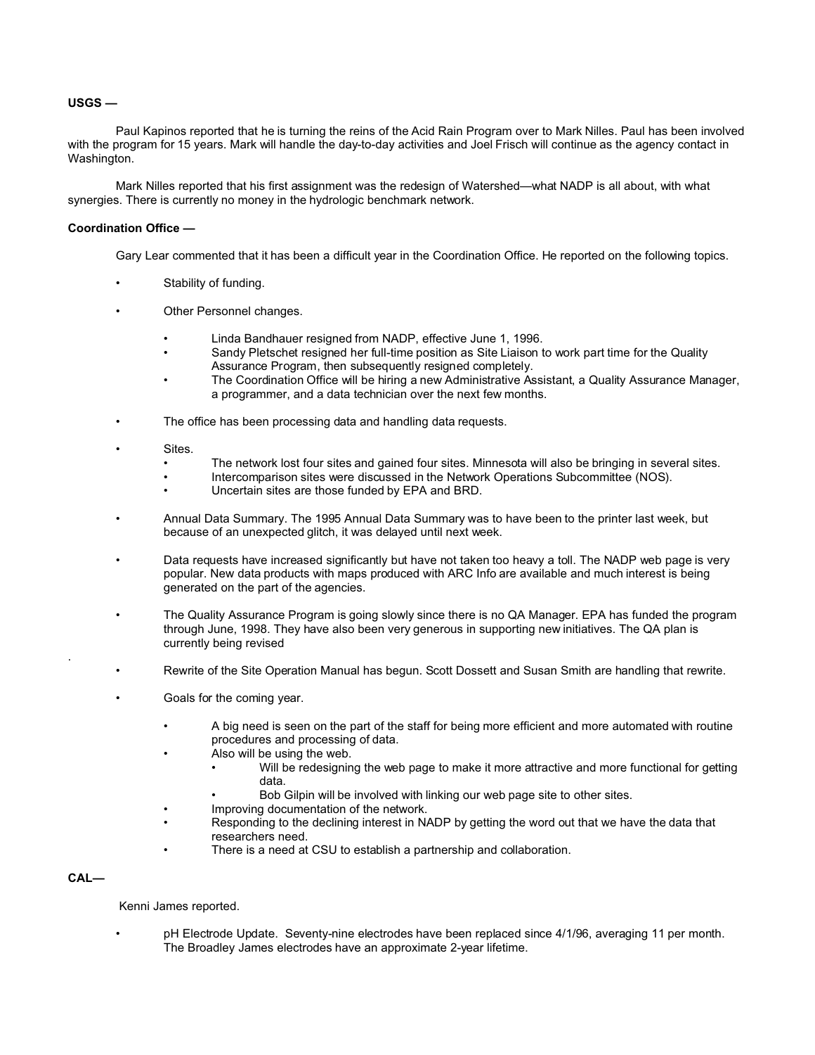**USGS —**

Paul Kapinos reported that he is turning the reins of the Acid Rain Program over to Mark Nilles. Paul has been involved with the program for 15 years. Mark will handle the day-to-day activities and Joel Frisch will continue as the agency contact in Washington.

Mark Nilles reported that his first assignment was the redesign of Watershed—what NADP is all about, with what synergies. There is currently no money in the hydrologic benchmark network.

**Coordination Office —**

Gary Lear commented that it has been a difficult year in the Coordination Office. He reported on the following topics.

- Stability of funding.
- Other Personnel changes.
  - Linda Bandhauer resigned from NADP, effective June 1, 1996.
  - Sandy Pletschet resigned her full-time position as Site Liaison to work part time for the Quality Assurance Program, then subsequently resigned completely.
  - The Coordination Office will be hiring a new Administrative Assistant, a Quality Assurance Manager, a programmer, and a data technician over the next few months.
- The office has been processing data and handling data requests.
- Sites.
  - The network lost four sites and gained four sites. Minnesota will also be bringing in several sites.
  - Intercomparison sites were discussed in the Network Operations Subcommittee (NOS).
  - Uncertain sites are those funded by EPA and BRD.
- Annual Data Summary. The 1995 Annual Data Summary was to have been to the printer last week, but because of an unexpected glitch, it was delayed until next week.
- Data requests have increased significantly but have not taken too heavy a toll. The NADP web page is very popular. New data products with maps produced with ARC Info are available and much interest is being generated on the part of the agencies.
- The Quality Assurance Program is going slowly since there is no QA Manager. EPA has funded the program through June, 1998. They have also been very generous in supporting new initiatives. The QA plan is currently being revised
- Rewrite of the Site Operation Manual has begun. Scott Dossett and Susan Smith are handling that rewrite.
- Goals for the coming year.
  - A big need is seen on the part of the staff for being more efficient and more automated with routine procedures and processing of data.
  - Also will be using the web.
    - Will be redesigning the web page to make it more attractive and more functional for getting data.
    - Bob Gilpin will be involved with linking our web page site to other sites.
  - Improving documentation of the network.
  - Responding to the declining interest in NADP by getting the word out that we have the data that researchers need.
  - There is a need at CSU to establish a partnership and collaboration.

**CAL—**

Kenni James reported.

- pH Electrode Update. Seventy-nine electrodes have been replaced since 4/1/96, averaging 11 per month. The Broadley James electrodes have an approximate 2-year lifetime.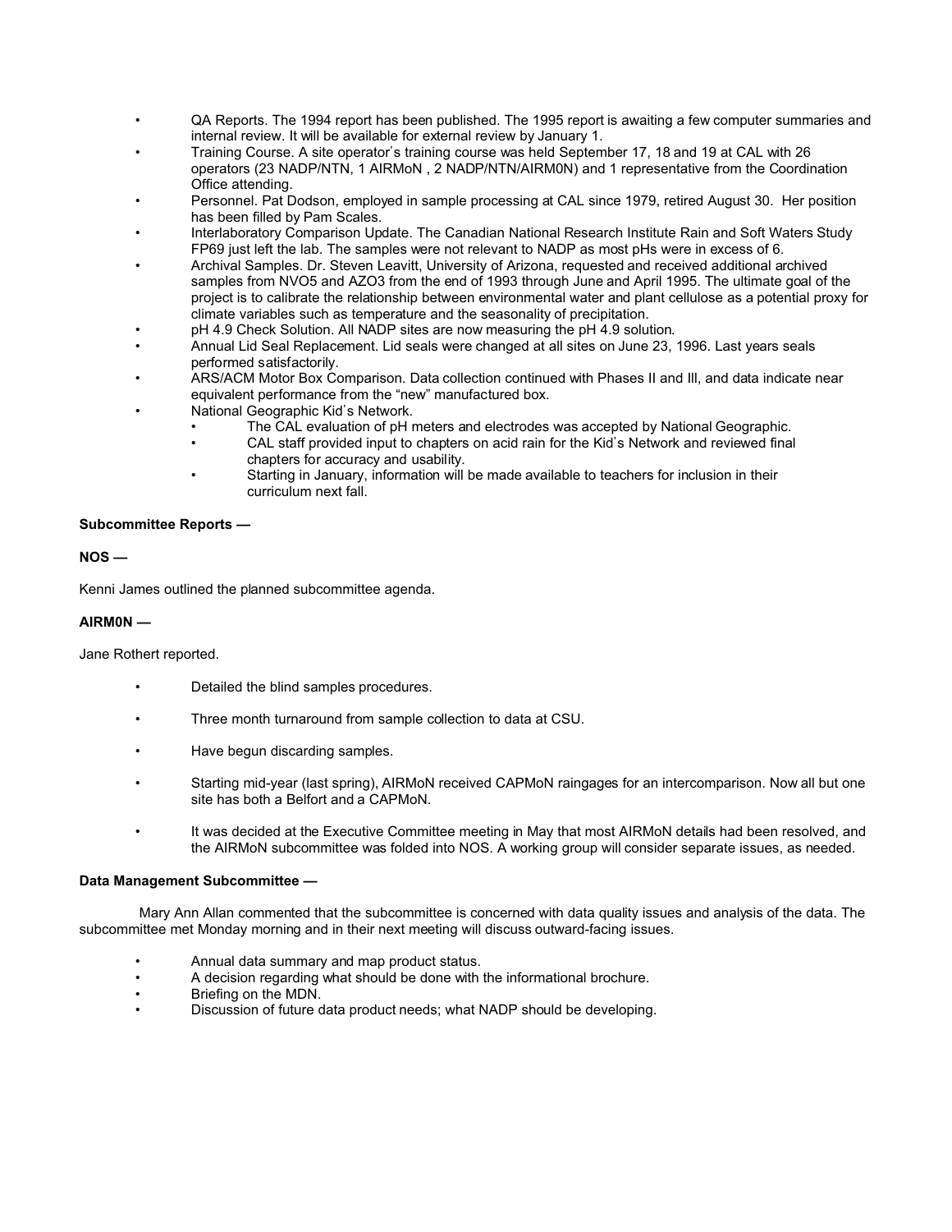- QA Reports. The 1994 report has been published. The 1995 report is awaiting a few computer summaries and internal review. It will be available for external review by January 1.
- Training Course. A site operator's training course was held September 17, 18 and 19 at CAL with 26 operators (23 NADP/NTN, 1 AIRMoN , 2 NADP/NTN/AIRM0N) and 1 representative from the Coordination Office attending.
- Personnel. Pat Dodson, employed in sample processing at CAL since 1979, retired August 30. Her position has been filled by Pam Scales.
- Interlaboratory Comparison Update. The Canadian National Research Institute Rain and Soft Waters Study FP69 just left the lab. The samples were not relevant to NADP as most pHs were in excess of 6.
- Archival Samples. Dr. Steven Leavitt, University of Arizona, requested and received additional archived samples from NVO5 and AZO3 from the end of 1993 through June and April 1995. The ultimate goal of the project is to calibrate the relationship between environmental water and plant cellulose as a potential proxy for climate variables such as temperature and the seasonality of precipitation.
- pH 4.9 Check Solution. All NADP sites are now measuring the pH 4.9 solution.
- Annual Lid Seal Replacement. Lid seals were changed at all sites on June 23, 1996. Last years seals performed satisfactorily.
- ARS/ACM Motor Box Comparison. Data collection continued with Phases II and III, and data indicate near equivalent performance from the "new" manufactured box.
- National Geographic Kid's Network.
  - The CAL evaluation of pH meters and electrodes was accepted by National Geographic.
  - CAL staff provided input to chapters on acid rain for the Kid's Network and reviewed final chapters for accuracy and usability.
  - Starting in January, information will be made available to teachers for inclusion in their curriculum next fall.

**Subcommittee Reports —**

**NOS —**

Kenni James outlined the planned subcommittee agenda.

**AIRM0N —**

Jane Rothert reported.

- Detailed the blind samples procedures.
- Three month turnaround from sample collection to data at CSU.
- Have begun discarding samples.
- Starting mid-year (last spring), AIRMoN received CAPMoN raingages for an intercomparison. Now all but one site has both a Belfort and a CAPMoN.
- It was decided at the Executive Committee meeting in May that most AIRMoN details had been resolved, and the AIRMoN subcommittee was folded into NOS. A working group will consider separate issues, as needed.

**Data Management Subcommittee —**

Mary Ann Allan commented that the subcommittee is concerned with data quality issues and analysis of the data. The subcommittee met Monday morning and in their next meeting will discuss outward-facing issues.

- Annual data summary and map product status.
- A decision regarding what should be done with the informational brochure.
- Briefing on the MDN.
- Discussion of future data product needs; what NADP should be developing.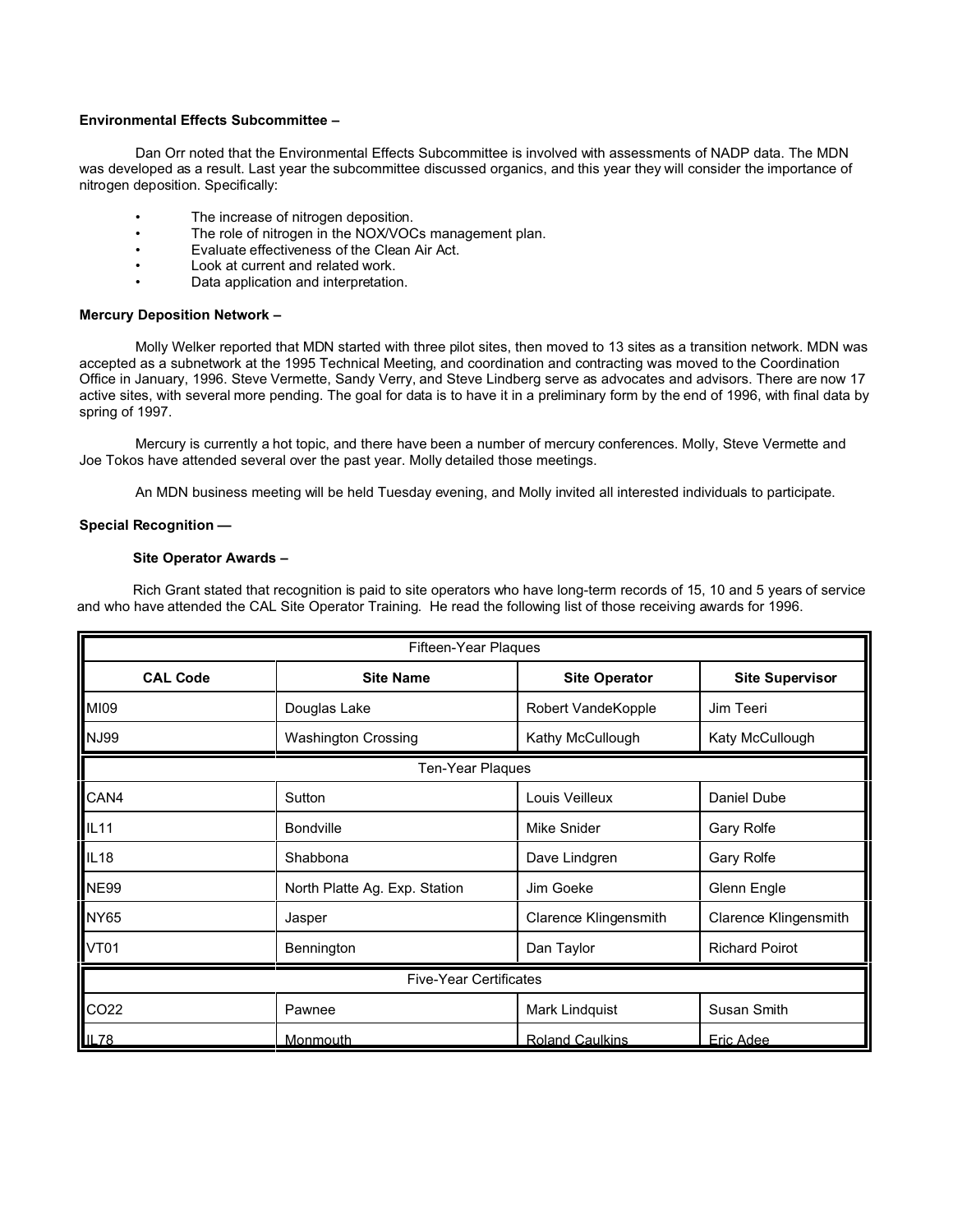**Environmental Effects Subcommittee –**

Dan Orr noted that the Environmental Effects Subcommittee is involved with assessments of NADP data. The MDN was developed as a result. Last year the subcommittee discussed organics, and this year they will consider the importance of nitrogen deposition. Specifically:

- The increase of nitrogen deposition.
- The role of nitrogen in the NOX/VOCs management plan.
- Evaluate effectiveness of the Clean Air Act.
- Look at current and related work.
- Data application and interpretation.

**Mercury Deposition Network –**

Molly Welker reported that MDN started with three pilot sites, then moved to 13 sites as a transition network. MDN was accepted as a subnetwork at the 1995 Technical Meeting, and coordination and contracting was moved to the Coordination Office in January, 1996. Steve Vermette, Sandy Verry, and Steve Lindberg serve as advocates and advisors. There are now 17 active sites, with several more pending. The goal for data is to have it in a preliminary form by the end of 1996, with final data by spring of 1997.

Mercury is currently a hot topic, and there have been a number of mercury conferences. Molly, Steve Vermette and Joe Tokos have attended several over the past year. Molly detailed those meetings.

An MDN business meeting will be held Tuesday evening, and Molly invited all interested individuals to participate.

**Special Recognition —**

**Site Operator Awards –**

Rich Grant stated that recognition is paid to site operators who have long-term records of 15, 10 and 5 years of service and who have attended the CAL Site Operator Training. He read the following list of those receiving awards for 1996.

| CAL Code | Site Name | Site Operator | Site Supervisor |
|---|---|---|---|
| **Fifteen-Year Plaques** | | | |
| MI09 | Douglas Lake | Robert VandeKopple | Jim Teeri |
| NJ99 | Washington Crossing | Kathy McCullough | Katy McCullough |
| **Ten-Year Plaques** | | | |
| CAN4 | Sutton | Louis Veilleux | Daniel Dube |
| IL11 | Bondville | Mike Snider | Gary Rolfe |
| IL18 | Shabbona | Dave Lindgren | Gary Rolfe |
| NE99 | North Platte Ag. Exp. Station | Jim Goeke | Glenn Engle |
| NY65 | Jasper | Clarence Klingensmith | Clarence Klingensmith |
| VT01 | Bennington | Dan Taylor | Richard Poirot |
| **Five-Year Certificates** | | | |
| CO22 | Pawnee | Mark Lindquist | Susan Smith |
| IL78 | Monmouth | Roland Caulkins | Eric Adee |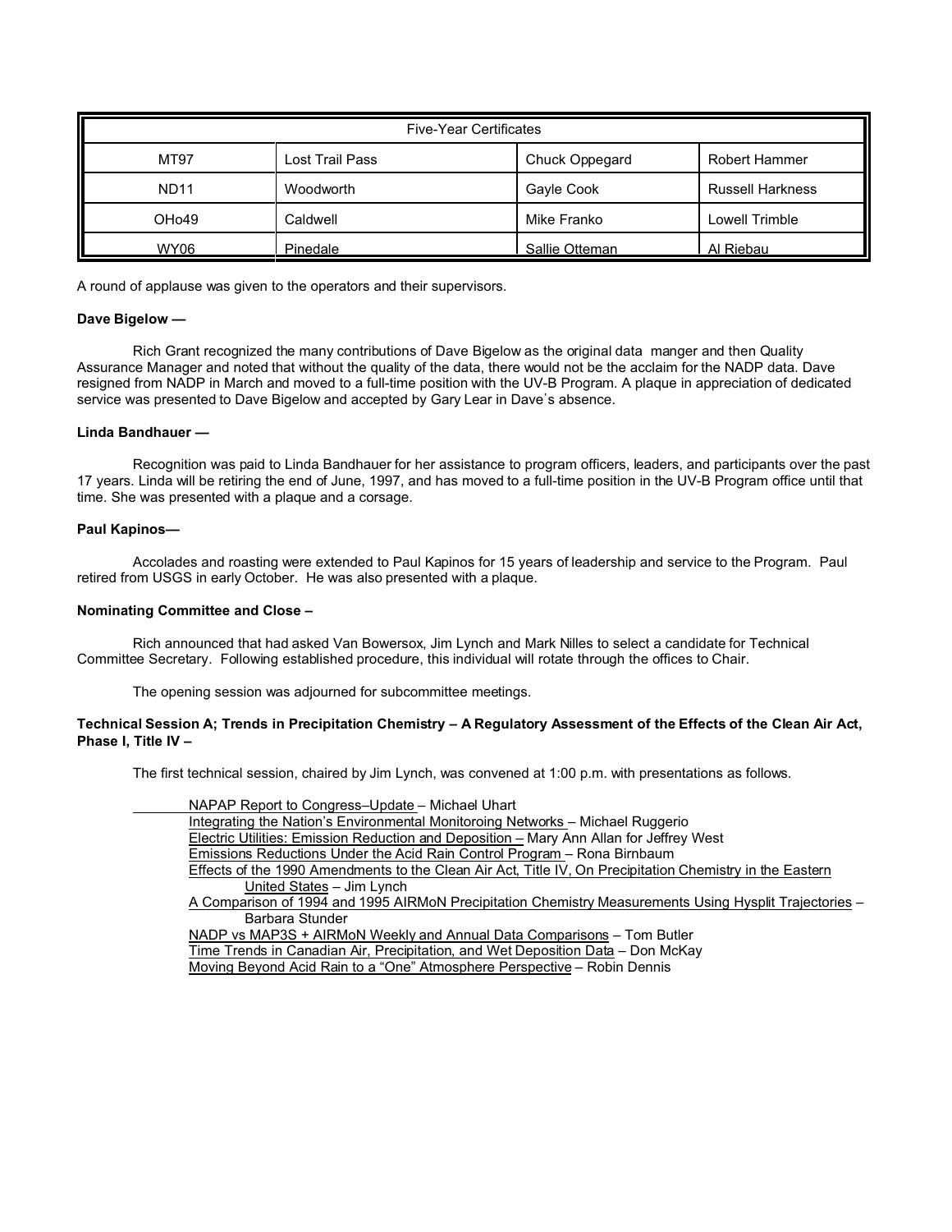| Five-Year Certificates | | | |
|---|---|---|---|
| MT97 | Lost Trail Pass | Chuck Oppegard | Robert Hammer |
| ND11 | Woodworth | Gayle Cook | Russell Harkness |
| OHo49 | Caldwell | Mike Franko | Lowell Trimble |
| WY06 | Pinedale | Sallie Otteman | Al Riebau |

A round of applause was given to the operators and their supervisors.

**Dave Bigelow —**

Rich Grant recognized the many contributions of Dave Bigelow as the original data manger and then Quality Assurance Manager and noted that without the quality of the data, there would not be the acclaim for the NADP data. Dave resigned from NADP in March and moved to a full-time position with the UV-B Program. A plaque in appreciation of dedicated service was presented to Dave Bigelow and accepted by Gary Lear in Dave's absence.

**Linda Bandhauer —**

Recognition was paid to Linda Bandhauer for her assistance to program officers, leaders, and participants over the past 17 years. Linda will be retiring the end of June, 1997, and has moved to a full-time position in the UV-B Program office until that time. She was presented with a plaque and a corsage.

**Paul Kapinos—**

Accolades and roasting were extended to Paul Kapinos for 15 years of leadership and service to the Program. Paul retired from USGS in early October. He was also presented with a plaque.

**Nominating Committee and Close –**

Rich announced that had asked Van Bowersox, Jim Lynch and Mark Nilles to select a candidate for Technical Committee Secretary. Following established procedure, this individual will rotate through the offices to Chair.

The opening session was adjourned for subcommittee meetings.

**Technical Session A; Trends in Precipitation Chemistry – A Regulatory Assessment of the Effects of the Clean Air Act, Phase I, Title IV –**

The first technical session, chaired by Jim Lynch, was convened at 1:00 p.m. with presentations as follows.

- NAPAP Report to Congress–Update – Michael Uhart
- Integrating the Nation's Environmental Monitoroing Networks – Michael Ruggerio
- Electric Utilities: Emission Reduction and Deposition – Mary Ann Allan for Jeffrey West
- Emissions Reductions Under the Acid Rain Control Program – Rona Birnbaum
- Effects of the 1990 Amendments to the Clean Air Act, Title IV, On Precipitation Chemistry in the Eastern United States – Jim Lynch
- A Comparison of 1994 and 1995 AIRMoN Precipitation Chemistry Measurements Using Hysplit Trajectories – Barbara Stunder
- NADP vs MAP3S + AIRMoN Weekly and Annual Data Comparisons – Tom Butler
- Time Trends in Canadian Air, Precipitation, and Wet Deposition Data – Don McKay
- Moving Beyond Acid Rain to a "One" Atmosphere Perspective – Robin Dennis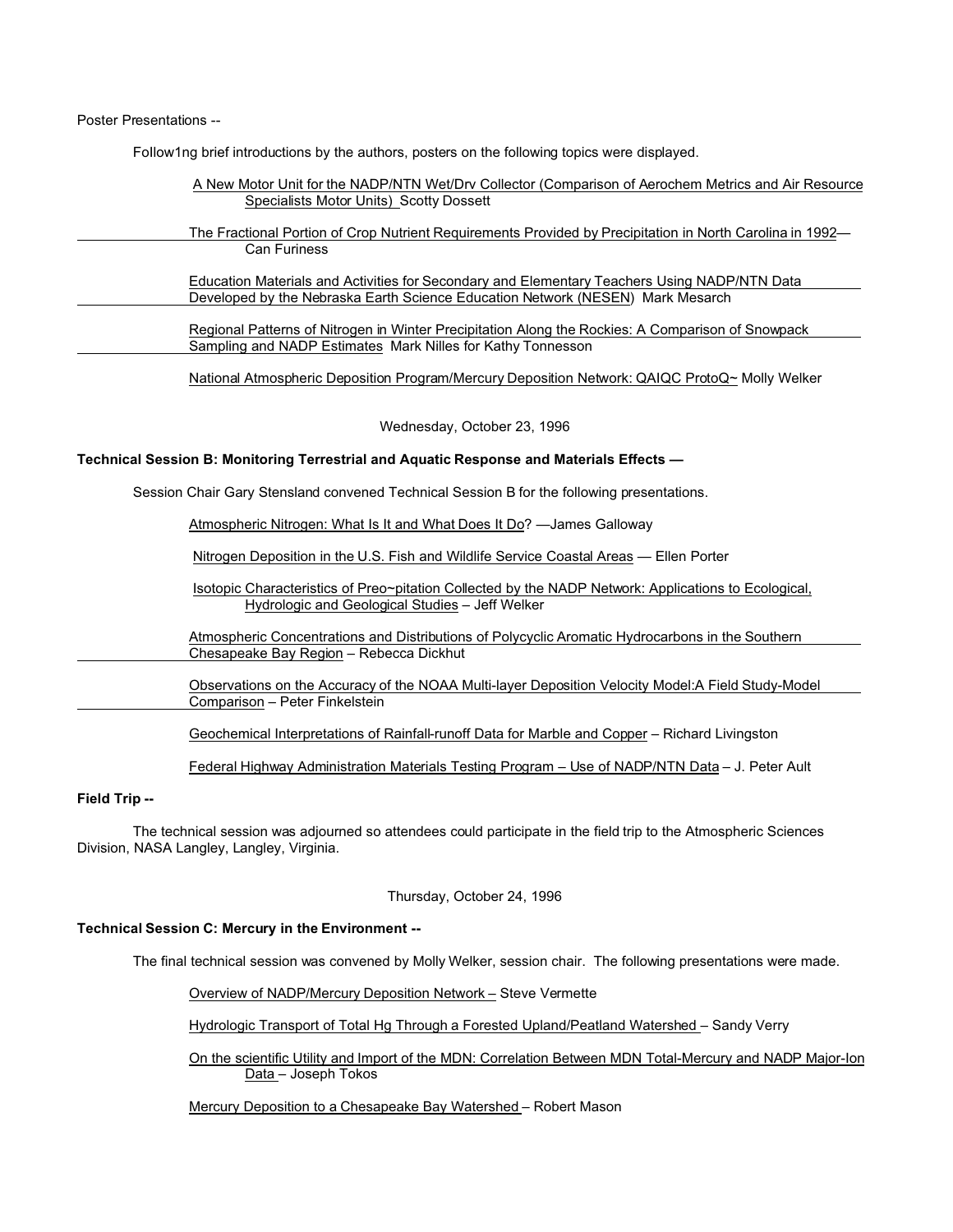Poster Presentations --

Fo1low1ng brief introductions by the authors, posters on the following topics were displayed.

A New Motor Unit for the NADP/NTN Wet/Drv Collector (Comparison of Aerochem Metrics and Air Resource Specialists Motor Units) Scotty Dossett

The Fractional Portion of Crop Nutrient Requirements Provided by Precipitation in North Carolina in 1992— Can Furiness

Education Materials and Activities for Secondary and Elementary Teachers Using NADP/NTN Data Developed by the Nebraska Earth Science Education Network (NESEN) Mark Mesarch

Regional Patterns of Nitrogen in Winter Precipitation Along the Rockies: A Comparison of Snowpack Sampling and NADP Estimates Mark Nilles for Kathy Tonnesson

National Atmospheric Deposition Program/Mercury Deposition Network: QAIQC ProtoQ~ Molly Welker

Wednesday, October 23, 1996

**Technical Session B: Monitoring Terrestrial and Aquatic Response and Materials Effects —**

Session Chair Gary Stensland convened Technical Session B for the following presentations.

Atmospheric Nitrogen: What Is It and What Does It Do? —James Galloway

Nitrogen Deposition in the U.S. Fish and Wildlife Service Coastal Areas — Ellen Porter

Isotopic Characteristics of Preo~pitation Collected by the NADP Network: Applications to Ecological, Hydrologic and Geological Studies – Jeff Welker

Atmospheric Concentrations and Distributions of Polycyclic Aromatic Hydrocarbons in the Southern Chesapeake Bay Region – Rebecca Dickhut

Observations on the Accuracy of the NOAA Multi-layer Deposition Velocity Model:A Field Study-Model Comparison – Peter Finkelstein

Geochemical Interpretations of Rainfall-runoff Data for Marble and Copper – Richard Livingston

Federal Highway Administration Materials Testing Program – Use of NADP/NTN Data – J. Peter Ault

**Field Trip --**

The technical session was adjourned so attendees could participate in the field trip to the Atmospheric Sciences Division, NASA Langley, Langley, Virginia.

Thursday, October 24, 1996

**Technical Session C: Mercury in the Environment --**

The final technical session was convened by Molly Welker, session chair. The following presentations were made.

Overview of NADP/Mercury Deposition Network – Steve Vermette

Hydrologic Transport of Total Hg Through a Forested Upland/Peatland Watershed – Sandy Verry

On the scientific Utility and Import of the MDN: Correlation Between MDN Total-Mercury and NADP Major-Ion Data – Joseph Tokos

Mercury Deposition to a Chesapeake Bay Watershed – Robert Mason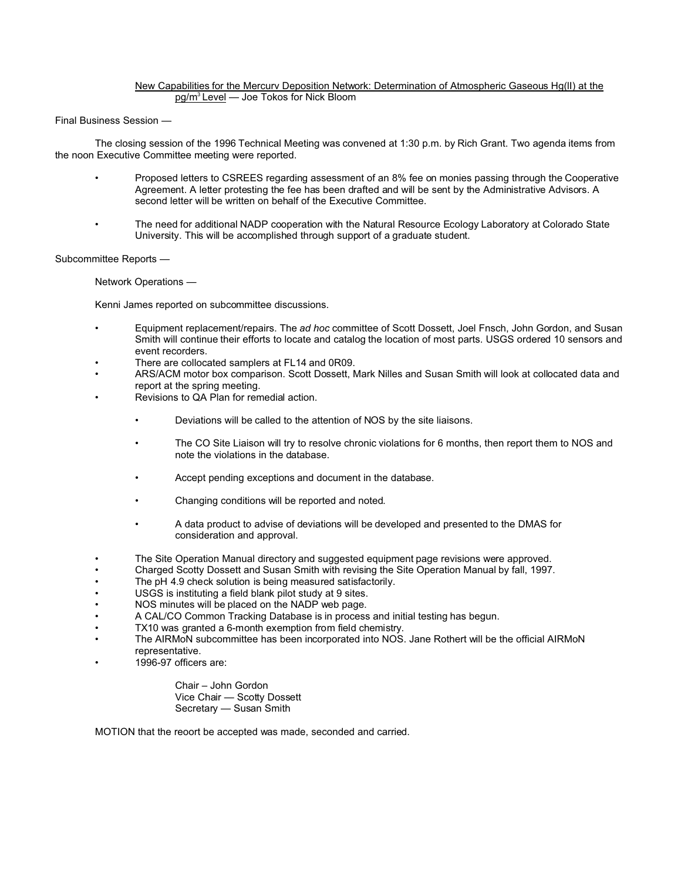New Capabilities for the Mercury Deposition Network: Determination of Atmospheric Gaseous Hg(II) at the pg/m$^3$ Level — Joe Tokos for Nick Bloom

Final Business Session —

The closing session of the 1996 Technical Meeting was convened at 1:30 p.m. by Rich Grant. Two agenda items from the noon Executive Committee meeting were reported.

- Proposed letters to CSREES regarding assessment of an 8% fee on monies passing through the Cooperative Agreement. A letter protesting the fee has been drafted and will be sent by the Administrative Advisors. A second letter will be written on behalf of the Executive Committee.

- The need for additional NADP cooperation with the Natural Resource Ecology Laboratory at Colorado State University. This will be accomplished through support of a graduate student.

Subcommittee Reports —

Network Operations —

Kenni James reported on subcommittee discussions.

- Equipment replacement/repairs. The *ad hoc* committee of Scott Dossett, Joel Fnsch, John Gordon, and Susan Smith will continue their efforts to locate and catalog the location of most parts. USGS ordered 10 sensors and event recorders.
- There are collocated samplers at FL14 and 0R09.
- ARS/ACM motor box comparison. Scott Dossett, Mark Nilles and Susan Smith will look at collocated data and report at the spring meeting.
- Revisions to QA Plan for remedial action.
    - Deviations will be called to the attention of NOS by the site liaisons.
    - The CO Site Liaison will try to resolve chronic violations for 6 months, then report them to NOS and note the violations in the database.
    - Accept pending exceptions and document in the database.
    - Changing conditions will be reported and noted.
    - A data product to advise of deviations will be developed and presented to the DMAS for consideration and approval.
- The Site Operation Manual directory and suggested equipment page revisions were approved.
- Charged Scotty Dossett and Susan Smith with revising the Site Operation Manual by fall, 1997.
- The pH 4.9 check solution is being measured satisfactorily.
- USGS is instituting a field blank pilot study at 9 sites.
- NOS minutes will be placed on the NADP web page.
- A CAL/CO Common Tracking Database is in process and initial testing has begun.
- TX10 was granted a 6-month exemption from field chemistry.
- The AIRMoN subcommittee has been incorporated into NOS. Jane Rothert will be the official AIRMoN representative.
- 1996-97 officers are:

  Chair – John Gordon
  Vice Chair — Scotty Dossett
  Secretary — Susan Smith

MOTION that the reoort be accepted was made, seconded and carried.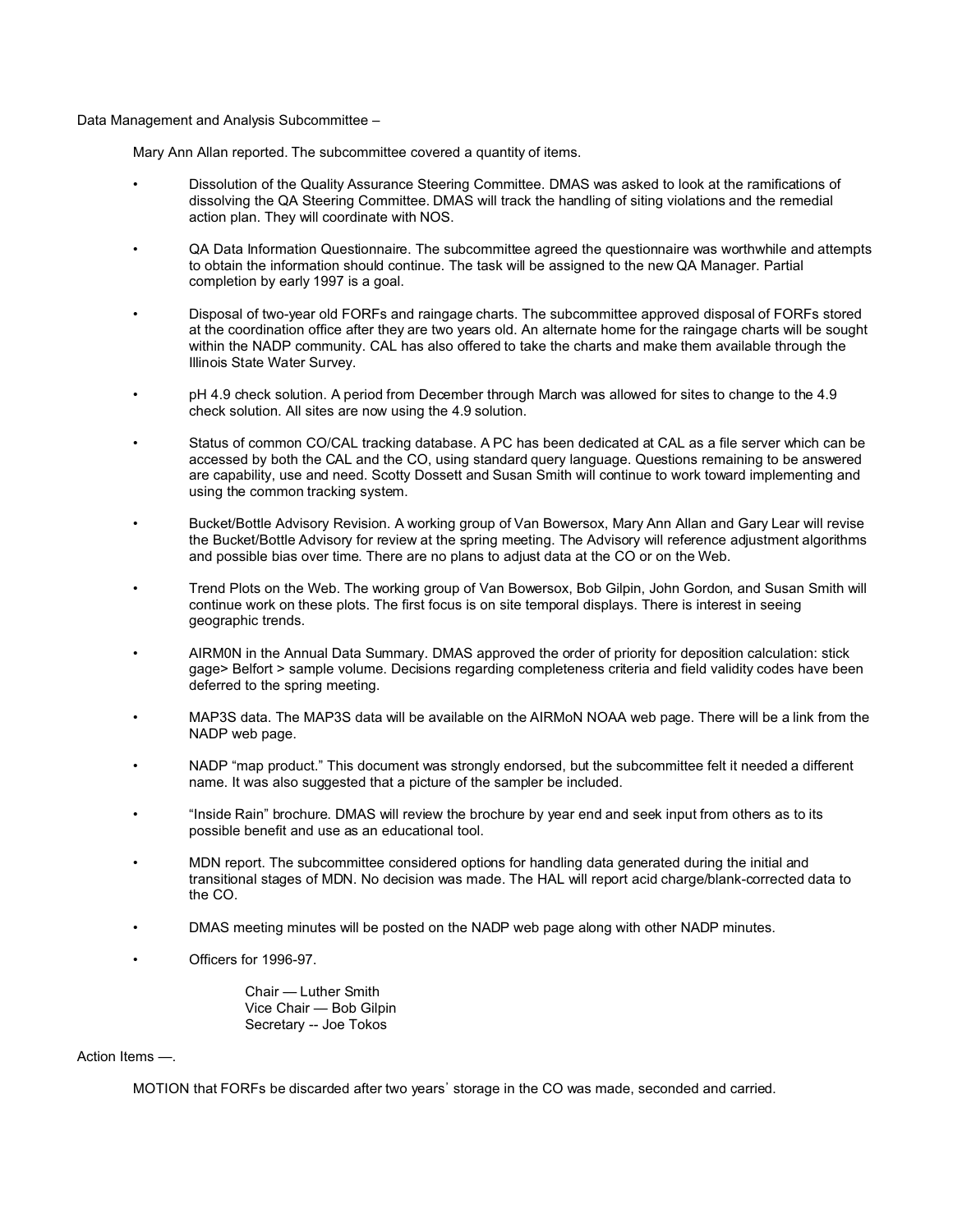Data Management and Analysis Subcommittee –

Mary Ann Allan reported. The subcommittee covered a quantity of items.

- Dissolution of the Quality Assurance Steering Committee. DMAS was asked to look at the ramifications of dissolving the QA Steering Committee. DMAS will track the handling of siting violations and the remedial action plan. They will coordinate with NOS.

- QA Data Information Questionnaire. The subcommittee agreed the questionnaire was worthwhile and attempts to obtain the information should continue. The task will be assigned to the new QA Manager. Partial completion by early 1997 is a goal.

- Disposal of two-year old FORFs and raingage charts. The subcommittee approved disposal of FORFs stored at the coordination office after they are two years old. An alternate home for the raingage charts will be sought within the NADP community. CAL has also offered to take the charts and make them available through the Illinois State Water Survey.

- pH 4.9 check solution. A period from December through March was allowed for sites to change to the 4.9 check solution. All sites are now using the 4.9 solution.

- Status of common CO/CAL tracking database. A PC has been dedicated at CAL as a file server which can be accessed by both the CAL and the CO, using standard query language. Questions remaining to be answered are capability, use and need. Scotty Dossett and Susan Smith will continue to work toward implementing and using the common tracking system.

- Bucket/Bottle Advisory Revision. A working group of Van Bowersox, Mary Ann Allan and Gary Lear will revise the Bucket/Bottle Advisory for review at the spring meeting. The Advisory will reference adjustment algorithms and possible bias over time. There are no plans to adjust data at the CO or on the Web.

- Trend Plots on the Web. The working group of Van Bowersox, Bob Gilpin, John Gordon, and Susan Smith will continue work on these plots. The first focus is on site temporal displays. There is interest in seeing geographic trends.

- AIRM0N in the Annual Data Summary. DMAS approved the order of priority for deposition calculation: stick gage> Belfort > sample volume. Decisions regarding completeness criteria and field validity codes have been deferred to the spring meeting.

- MAP3S data. The MAP3S data will be available on the AIRMoN NOAA web page. There will be a link from the NADP web page.

- NADP "map product." This document was strongly endorsed, but the subcommittee felt it needed a different name. It was also suggested that a picture of the sampler be included.

- "Inside Rain" brochure. DMAS will review the brochure by year end and seek input from others as to its possible benefit and use as an educational tool.

- MDN report. The subcommittee considered options for handling data generated during the initial and transitional stages of MDN. No decision was made. The HAL will report acid charge/blank-corrected data to the CO.

- DMAS meeting minutes will be posted on the NADP web page along with other NADP minutes.

- Officers for 1996-97.

  Chair — Luther Smith
  Vice Chair — Bob Gilpin
  Secretary -- Joe Tokos

Action Items —.

MOTION that FORFs be discarded after two years' storage in the CO was made, seconded and carried.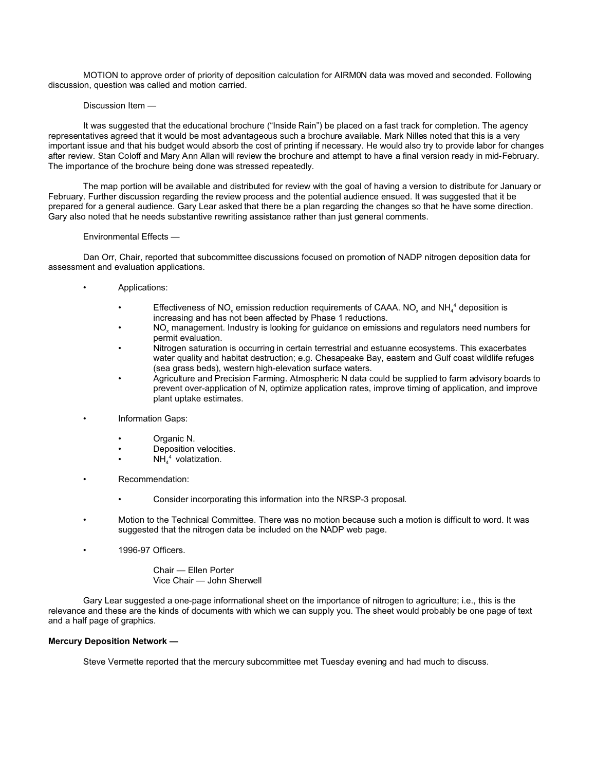MOTION to approve order of priority of deposition calculation for AIRM0N data was moved and seconded. Following discussion, question was called and motion carried.

Discussion Item —

It was suggested that the educational brochure ("Inside Rain") be placed on a fast track for completion. The agency representatives agreed that it would be most advantageous such a brochure available. Mark Nilles noted that this is a very important issue and that his budget would absorb the cost of printing if necessary. He would also try to provide labor for changes after review. Stan Coloff and Mary Ann Allan will review the brochure and attempt to have a final version ready in mid-February. The importance of the brochure being done was stressed repeatedly.

The map portion will be available and distributed for review with the goal of having a version to distribute for January or February. Further discussion regarding the review process and the potential audience ensued. It was suggested that it be prepared for a general audience. Gary Lear asked that there be a plan regarding the changes so that he have some direction. Gary also noted that he needs substantive rewriting assistance rather than just general comments.

Environmental Effects —

Dan Orr, Chair, reported that subcommittee discussions focused on promotion of NADP nitrogen deposition data for assessment and evaluation applications.

- Applications:
  - Effectiveness of $NO_x$ emission reduction requirements of CAAA. $NO_x$ and $NH_4^4$ deposition is increasing and has not been affected by Phase 1 reductions.
  - $NO_x$ management. Industry is looking for guidance on emissions and regulators need numbers for permit evaluation.
  - Nitrogen saturation is occurring in certain terrestrial and estuanne ecosystems. This exacerbates water quality and habitat destruction; e.g. Chesapeake Bay, eastern and Gulf coast wildlife refuges (sea grass beds), western high-elevation surface waters.
  - Agriculture and Precision Farming. Atmospheric N data could be supplied to farm advisory boards to prevent over-application of N, optimize application rates, improve timing of application, and improve plant uptake estimates.
- Information Gaps:
  - Organic N.
  - Deposition velocities.
  - $NH_4^4$ volatization.
- Recommendation:
  - Consider incorporating this information into the NRSP-3 proposal.
- Motion to the Technical Committee. There was no motion because such a motion is difficult to word. It was suggested that the nitrogen data be included on the NADP web page.
- 1996-97 Officers.

  Chair — Ellen Porter
  Vice Chair — John Sherwell

Gary Lear suggested a one-page informational sheet on the importance of nitrogen to agriculture; i.e., this is the relevance and these are the kinds of documents with which we can supply you. The sheet would probably be one page of text and a half page of graphics.

**Mercury Deposition Network —**

Steve Vermette reported that the mercury subcommittee met Tuesday evening and had much to discuss.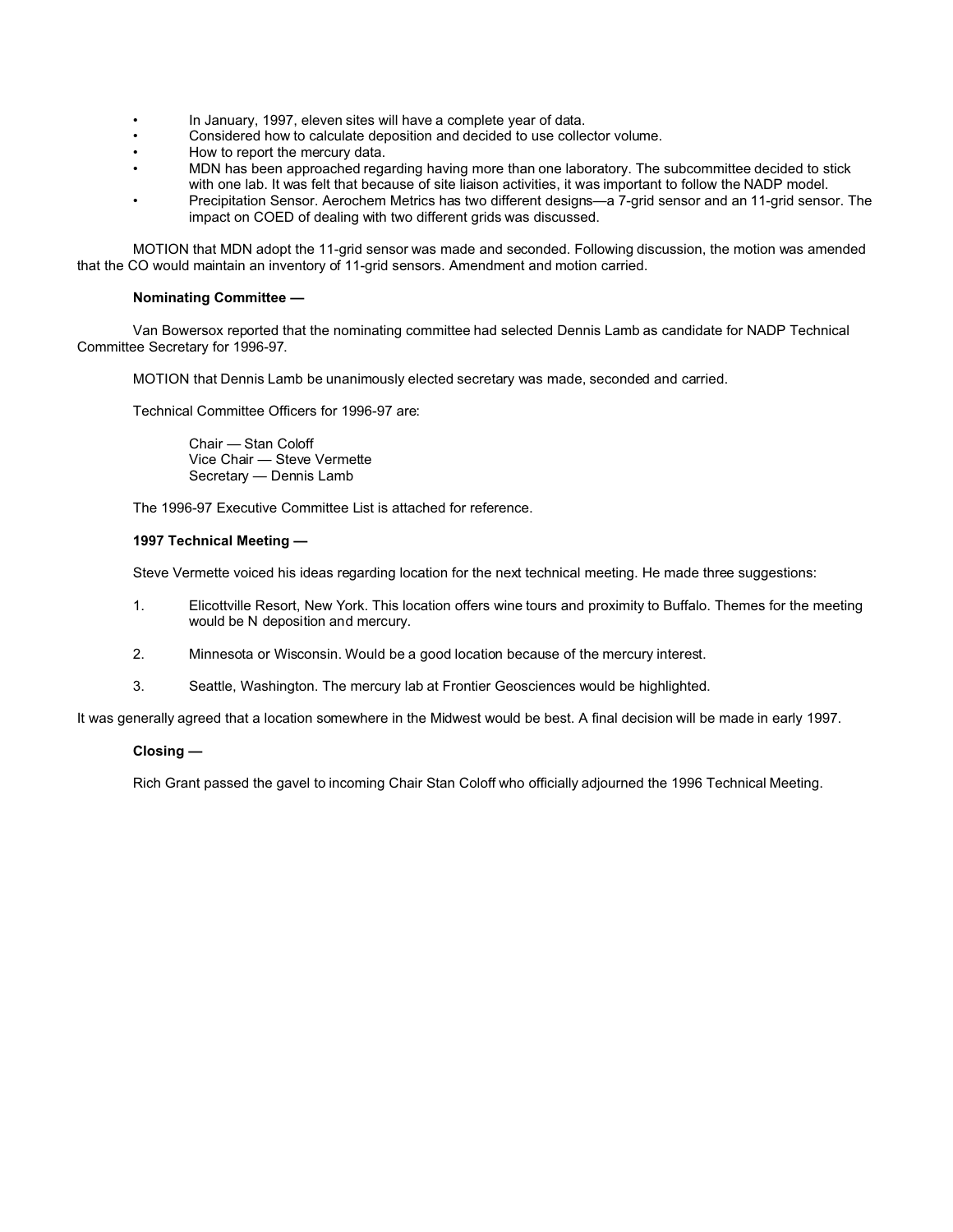- In January, 1997, eleven sites will have a complete year of data.
- Considered how to calculate deposition and decided to use collector volume.
- How to report the mercury data.
- MDN has been approached regarding having more than one laboratory. The subcommittee decided to stick with one lab. It was felt that because of site liaison activities, it was important to follow the NADP model.
- Precipitation Sensor. Aerochem Metrics has two different designs—a 7-grid sensor and an 11-grid sensor. The impact on COED of dealing with two different grids was discussed.

MOTION that MDN adopt the 11-grid sensor was made and seconded. Following discussion, the motion was amended that the CO would maintain an inventory of 11-grid sensors. Amendment and motion carried.

**Nominating Committee —**

Van Bowersox reported that the nominating committee had selected Dennis Lamb as candidate for NADP Technical Committee Secretary for 1996-97.

MOTION that Dennis Lamb be unanimously elected secretary was made, seconded and carried.

Technical Committee Officers for 1996-97 are:

Chair — Stan Coloff
Vice Chair — Steve Vermette
Secretary — Dennis Lamb

The 1996-97 Executive Committee List is attached for reference.

**1997 Technical Meeting —**

Steve Vermette voiced his ideas regarding location for the next technical meeting. He made three suggestions:

1. Elicottville Resort, New York. This location offers wine tours and proximity to Buffalo. Themes for the meeting would be N deposition and mercury.

2. Minnesota or Wisconsin. Would be a good location because of the mercury interest.

3. Seattle, Washington. The mercury lab at Frontier Geosciences would be highlighted.

It was generally agreed that a location somewhere in the Midwest would be best. A final decision will be made in early 1997.

**Closing —**

Rich Grant passed the gavel to incoming Chair Stan Coloff who officially adjourned the 1996 Technical Meeting.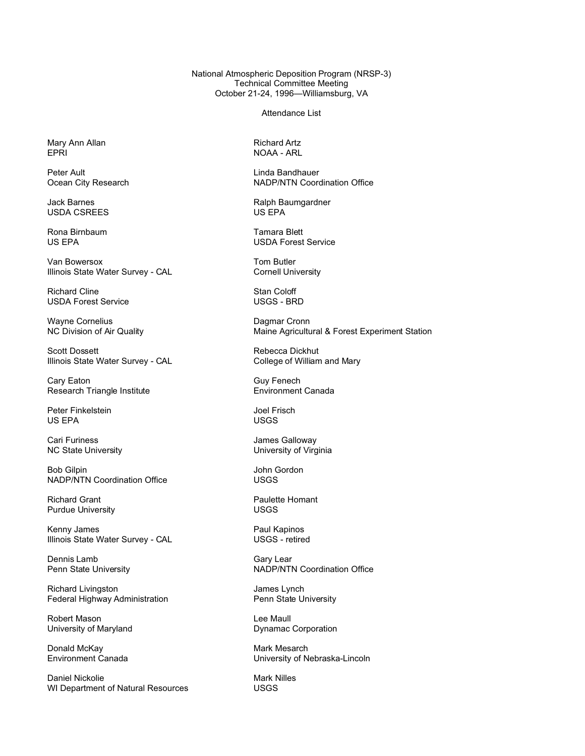National Atmospheric Deposition Program (NRSP-3)
Technical Committee Meeting
October 21-24, 1996—Williamsburg, VA

Attendance List

Mary Ann Allan
EPRI

Richard Artz
NOAA - ARL

Peter Ault
Ocean City Research

Linda Bandhauer
NADP/NTN Coordination Office

Jack Barnes
USDA CSREES

Ralph Baumgardner
US EPA

Rona Birnbaum
US EPA

Tamara Blett
USDA Forest Service

Van Bowersox
Illinois State Water Survey - CAL

Tom Butler
Cornell University

Richard Cline
USDA Forest Service

Stan Coloff
USGS - BRD

Wayne Cornelius
NC Division of Air Quality

Dagmar Cronn
Maine Agricultural & Forest Experiment Station

Scott Dossett
Illinois State Water Survey - CAL

Rebecca Dickhut
College of William and Mary

Cary Eaton
Research Triangle Institute

Guy Fenech
Environment Canada

Peter Finkelstein
US EPA

Joel Frisch
USGS

Cari Furiness
NC State University

James Galloway
University of Virginia

Bob Gilpin
NADP/NTN Coordination Office

John Gordon
USGS

Richard Grant
Purdue University

Paulette Homant
USGS

Kenny James
Illinois State Water Survey - CAL

Paul Kapinos
USGS - retired

Dennis Lamb
Penn State University

Gary Lear
NADP/NTN Coordination Office

Richard Livingston
Federal Highway Administration

James Lynch
Penn State University

Robert Mason
University of Maryland

Lee Maull
Dynamac Corporation

Donald McKay
Environment Canada

Mark Mesarch
University of Nebraska-Lincoln

Daniel Nickolie
WI Department of Natural Resources

Mark Nilles
USGS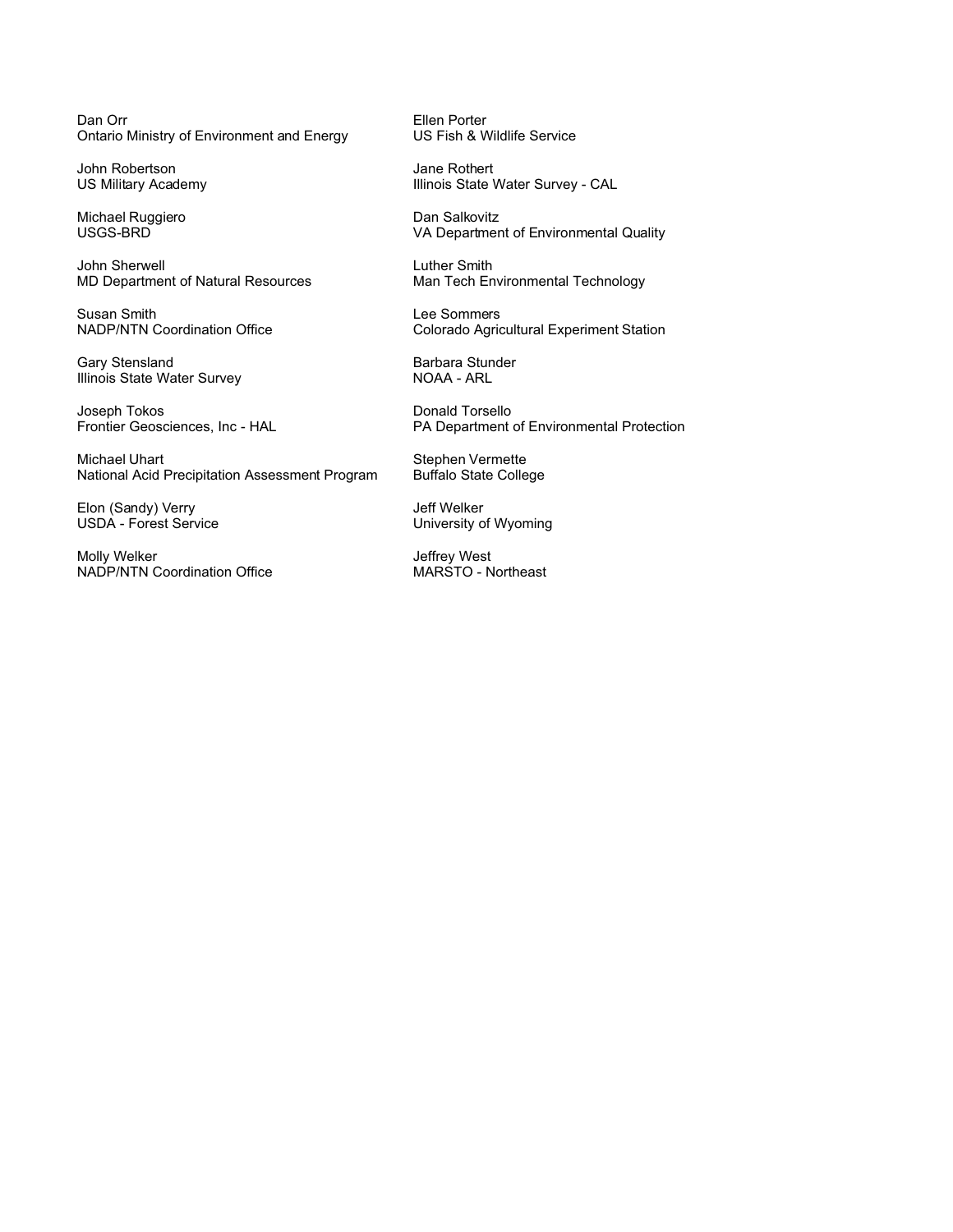Dan Orr
Ontario Ministry of Environment and Energy

Ellen Porter
US Fish & Wildlife Service

John Robertson
US Military Academy

Jane Rothert
Illinois State Water Survey - CAL

Michael Ruggiero
USGS-BRD

Dan Salkovitz
VA Department of Environmental Quality

John Sherwell
MD Department of Natural Resources

Luther Smith
Man Tech Environmental Technology

Susan Smith
NADP/NTN Coordination Office

Lee Sommers
Colorado Agricultural Experiment Station

Gary Stensland
Illinois State Water Survey

Barbara Stunder
NOAA - ARL

Joseph Tokos
Frontier Geosciences, Inc - HAL

Donald Torsello
PA Department of Environmental Protection

Michael Uhart
National Acid Precipitation Assessment Program

Stephen Vermette
Buffalo State College

Elon (Sandy) Verry
USDA - Forest Service

Jeff Welker
University of Wyoming

Molly Welker
NADP/NTN Coordination Office

Jeffrey West
MARSTO - Northeast